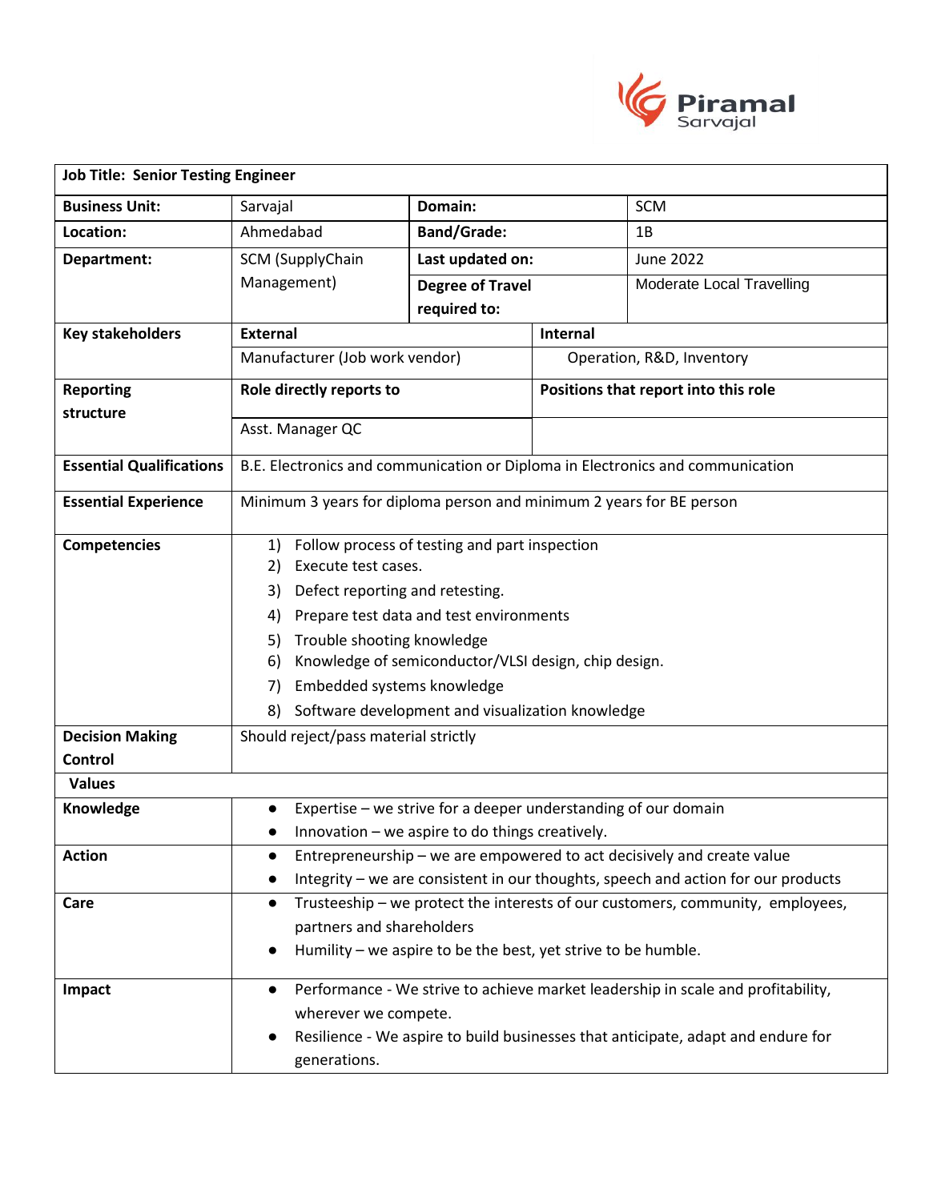Piramal Sarvajal

| Job Title: Senior Testing Engineer | | | |
|---|---|---|---|
| **Business Unit:** | Sarvajal | **Domain:** | SCM |
| **Location:** | Ahmedabad | **Band/Grade:** | 1B |
| **Department:** | SCM (SupplyChain Management) | **Last updated on:** | June 2022 |
| | | **Degree of Travel required to:** | Moderate Local Travelling |
| **Key stakeholders** | **External** | **Internal** | |
| | Manufacturer (Job work vendor) | Operation, R&D, Inventory | |
| **Reporting structure** | **Role directly reports to** | **Positions that report into this role** | |
| | Asst. Manager QC | | |
| **Essential Qualifications** | B.E. Electronics and communication or Diploma in Electronics and communication | | |
| **Essential Experience** | Minimum 3 years for diploma person and minimum 2 years for BE person | | |
| **Competencies** | 1) Follow process of testing and part inspection<br>2) Execute test cases.<br>3) Defect reporting and retesting.<br>4) Prepare test data and test environments<br>5) Trouble shooting knowledge<br>6) Knowledge of semiconductor/VLSI design, chip design.<br>7) Embedded systems knowledge<br>8) Software development and visualization knowledge | | |
| **Decision Making Control** | Should reject/pass material strictly | | |
| **Values** | | | |
| **Knowledge** | ● Expertise – we strive for a deeper understanding of our domain<br>● Innovation – we aspire to do things creatively. | | |
| **Action** | ● Entrepreneurship – we are empowered to act decisively and create value<br>● Integrity – we are consistent in our thoughts, speech and action for our products | | |
| **Care** | ● Trusteeship – we protect the interests of our customers, community, employees, partners and shareholders<br>● Humility – we aspire to be the best, yet strive to be humble. | | |
| **Impact** | ● Performance - We strive to achieve market leadership in scale and profitability, wherever we compete.<br>● Resilience - We aspire to build businesses that anticipate, adapt and endure for generations. | | |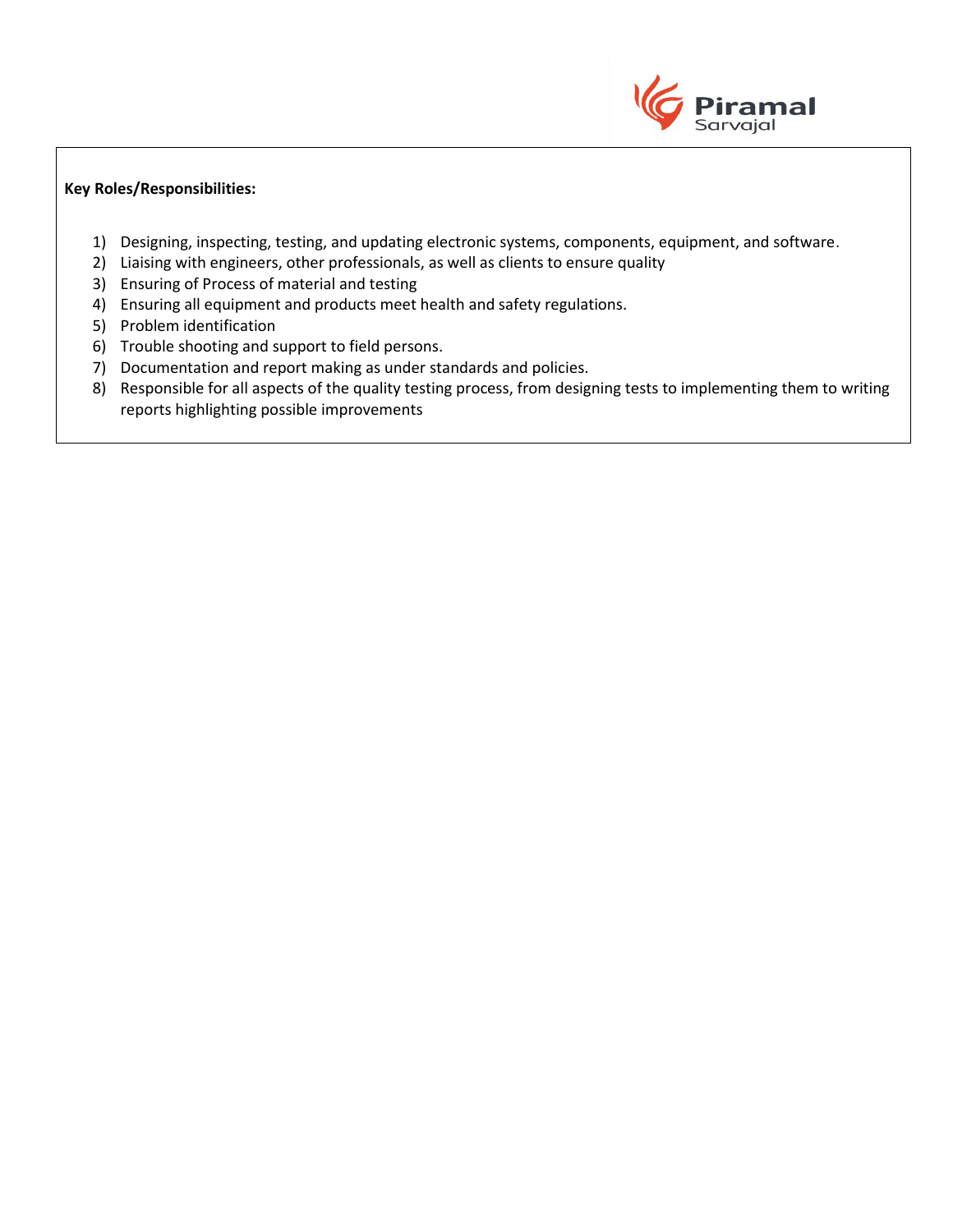**Key Roles/Responsibilities:**

1) Designing, inspecting, testing, and updating electronic systems, components, equipment, and software.
2) Liaising with engineers, other professionals, as well as clients to ensure quality
3) Ensuring of Process of material and testing
4) Ensuring all equipment and products meet health and safety regulations.
5) Problem identification
6) Trouble shooting and support to field persons.
7) Documentation and report making as under standards and policies.
8) Responsible for all aspects of the quality testing process, from designing tests to implementing them to writing reports highlighting possible improvements